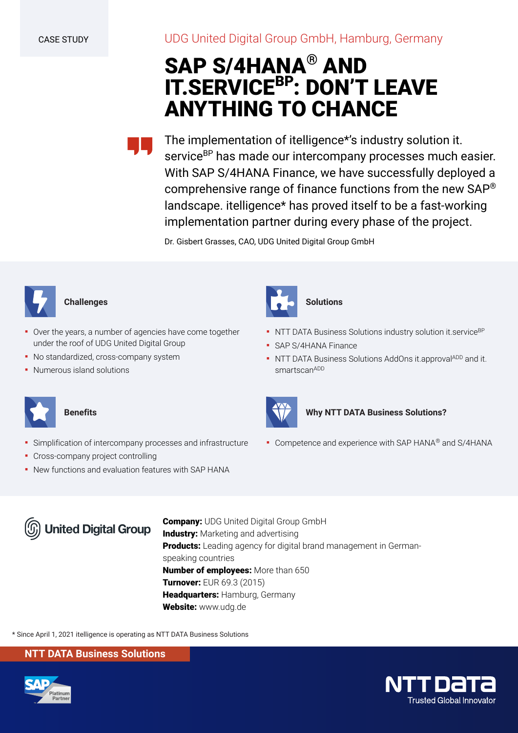CASE STUDY

UDG United Digital Group GmbH, Hamburg, Germany

# SAP S/4HANA® AND IT.SERVICE^BP: DON'T LEAVE ANYTHING TO CHANCE

> The implementation of itelligence*'s industry solution it.service^BP has made our intercompany processes much easier. With SAP S/4HANA Finance, we have successfully deployed a comprehensive range of finance functions from the new SAP® landscape. itelligence* has proved itself to be a fast-working implementation partner during every phase of the project.
>
> Dr. Gisbert Grasses, CAO, UDG United Digital Group GmbH

### Challenges

- Over the years, a number of agencies have come together under the roof of UDG United Digital Group
- No standardized, cross-company system
- Numerous island solutions

### Solutions

- NTT DATA Business Solutions industry solution it.service^BP
- SAP S/4HANA Finance
- NTT DATA Business Solutions AddOns it.approval^ADD and it.smartscan^ADD

### Benefits

- Simplification of intercompany processes and infrastructure
- Cross-company project controlling
- New functions and evaluation features with SAP HANA

### Why NTT DATA Business Solutions?

- Competence and experience with SAP HANA® and S/4HANA

United Digital Group

**Company:** UDG United Digital Group GmbH
**Industry:** Marketing and advertising
**Products:** Leading agency for digital brand management in German-speaking countries
**Number of employees:** More than 650
**Turnover:** EUR 69.3 (2015)
**Headquarters:** Hamburg, Germany
**Website:** www.udg.de

* Since April 1, 2021 itelligence is operating as NTT DATA Business Solutions

NTT DATA Business Solutions

NTT DATA Trusted Global Innovator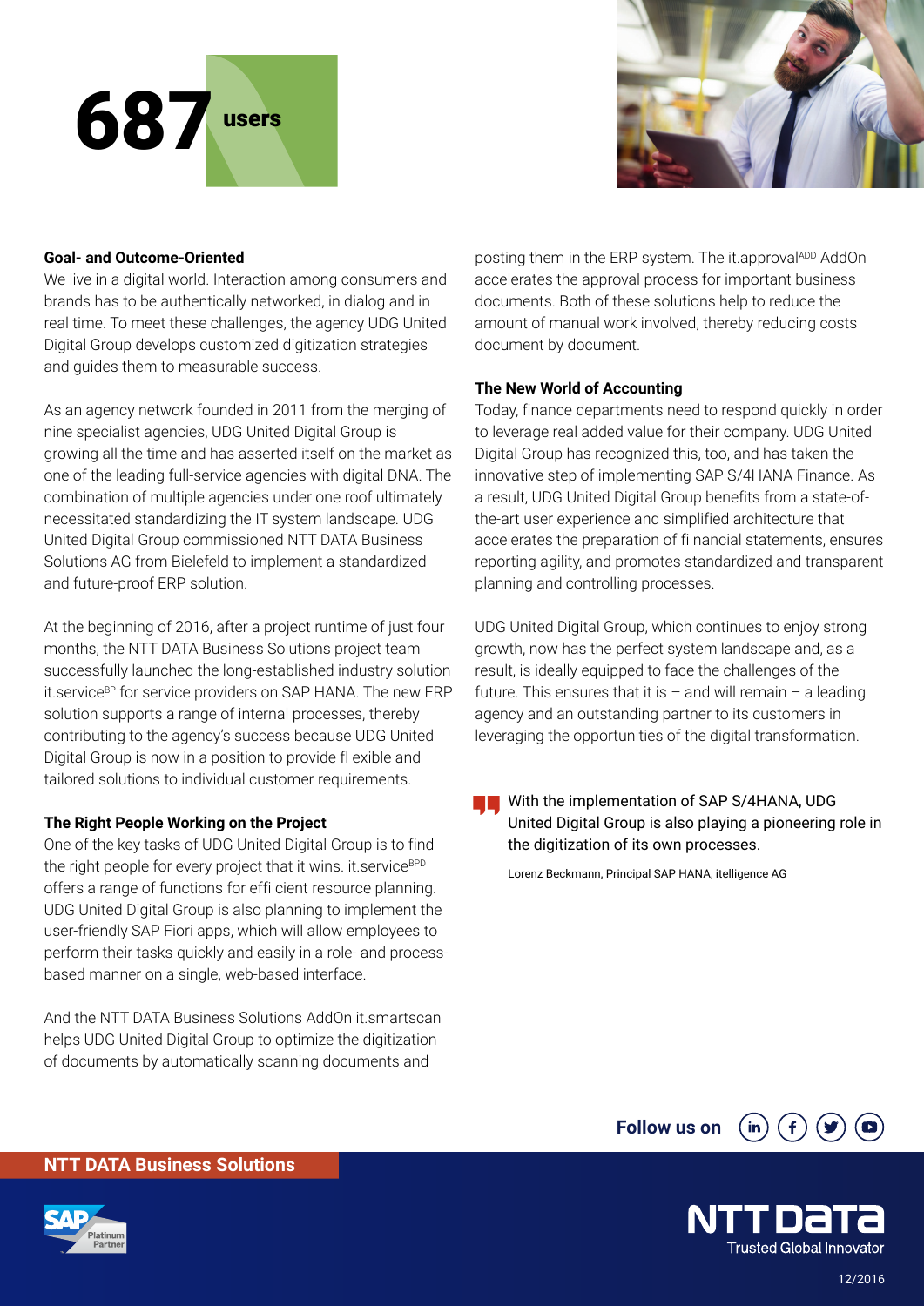**687 users**

### Goal- and Outcome-Oriented

We live in a digital world. Interaction among consumers and brands has to be authentically networked, in dialog and in real time. To meet these challenges, the agency UDG United Digital Group develops customized digitization strategies and guides them to measurable success.

As an agency network founded in 2011 from the merging of nine specialist agencies, UDG United Digital Group is growing all the time and has asserted itself on the market as one of the leading full-service agencies with digital DNA. The combination of multiple agencies under one roof ultimately necessitated standardizing the IT system landscape. UDG United Digital Group commissioned NTT DATA Business Solutions AG from Bielefeld to implement a standardized and future-proof ERP solution.

At the beginning of 2016, after a project runtime of just four months, the NTT DATA Business Solutions project team successfully launched the long-established industry solution it.service[BP] for service providers on SAP HANA. The new ERP solution supports a range of internal processes, thereby contributing to the agency's success because UDG United Digital Group is now in a position to provide fl exible and tailored solutions to individual customer requirements.

### The Right People Working on the Project

One of the key tasks of UDG United Digital Group is to find the right people for every project that it wins. it.service[BPD] offers a range of functions for effi cient resource planning. UDG United Digital Group is also planning to implement the user-friendly SAP Fiori apps, which will allow employees to perform their tasks quickly and easily in a role- and process-based manner on a single, web-based interface.

And the NTT DATA Business Solutions AddOn it.smartscan helps UDG United Digital Group to optimize the digitization of documents by automatically scanning documents and posting them in the ERP system. The it.approval[ADD] AddOn accelerates the approval process for important business documents. Both of these solutions help to reduce the amount of manual work involved, thereby reducing costs document by document.

### The New World of Accounting

Today, finance departments need to respond quickly in order to leverage real added value for their company. UDG United Digital Group has recognized this, too, and has taken the innovative step of implementing SAP S/4HANA Finance. As a result, UDG United Digital Group benefits from a state-of-the-art user experience and simplified architecture that accelerates the preparation of fi nancial statements, ensures reporting agility, and promotes standardized and transparent planning and controlling processes.

UDG United Digital Group, which continues to enjoy strong growth, now has the perfect system landscape and, as a result, is ideally equipped to face the challenges of the future. This ensures that it is – and will remain – a leading agency and an outstanding partner to its customers in leveraging the opportunities of the digital transformation.

> With the implementation of SAP S/4HANA, UDG United Digital Group is also playing a pioneering role in the digitization of its own processes.
>
> Lorenz Beckmann, Principal SAP HANA, itelligence AG

Follow us on

**NTT DATA Business Solutions**

SAP Platinum Partner

NTT DATA Trusted Global Innovator

12/2016